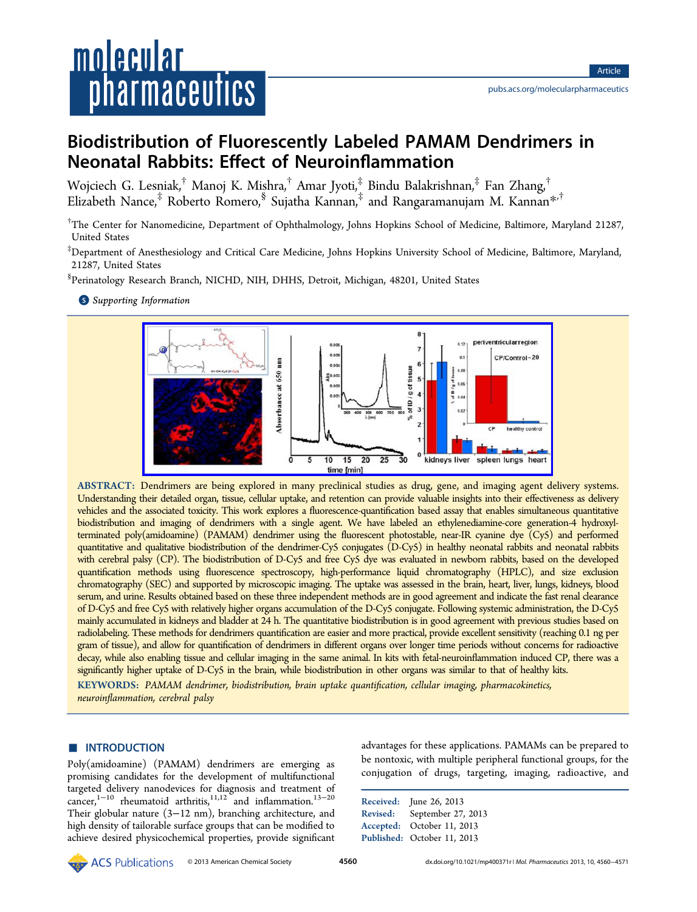# Biodistribution of Fluorescently Labeled PAMAM Dendrimers in Neonatal Rabbits: Effect of Neuroinflammation

Wojciech G. Lesniak,[†] Manoj K. Mishra,[†] Amar Jyoti,[‡] Bindu Balakrishnan,[‡] Fan Zhang,[†] Elizabeth Nance,[‡] Roberto Romero,[§] Sujatha Kannan,[‡] and Rangaramanujam M. Kannan*[,†]

[†]The Center for Nanomedicine, Department of Ophthalmology, Johns Hopkins School of Medicine, Baltimore, Maryland 21287, United States

[‡]Department of Anesthesiology and Critical Care Medicine, Johns Hopkins University School of Medicine, Baltimore, Maryland, 21287, United States

[§]Perinatology Research Branch, NICHD, NIH, DHHS, Detroit, Michigan, 48201, United States

Supporting Information

**ABSTRACT:** Dendrimers are being explored in many preclinical studies as drug, gene, and imaging agent delivery systems. Understanding their detailed organ, tissue, cellular uptake, and retention can provide valuable insights into their effectiveness as delivery vehicles and the associated toxicity. This work explores a fluorescence-quantification based assay that enables simultaneous quantitative biodistribution and imaging of dendrimers with a single agent. We have labeled an ethylenediamine-core generation-4 hydroxyl-terminated poly(amidoamine) (PAMAM) dendrimer using the fluorescent photostable, near-IR cyanine dye (Cy5) and performed quantitative and qualitative biodistribution of the dendrimer-Cy5 conjugates (D-Cy5) in healthy neonatal rabbits and neonatal rabbits with cerebral palsy (CP). The biodistribution of D-Cy5 and free Cy5 dye was evaluated in newborn rabbits, based on the developed quantification methods using fluorescence spectroscopy, high-performance liquid chromatography (HPLC), and size exclusion chromatography (SEC) and supported by microscopic imaging. The uptake was assessed in the brain, heart, liver, lungs, kidneys, blood serum, and urine. Results obtained based on these three independent methods are in good agreement and indicate the fast renal clearance of D-Cy5 and free Cy5 with relatively higher organs accumulation of the D-Cy5 conjugate. Following systemic administration, the D-Cy5 mainly accumulated in kidneys and bladder at 24 h. The quantitative biodistribution is in good agreement with previous studies based on radiolabeling. These methods for dendrimers quantification are easier and more practical, provide excellent sensitivity (reaching 0.1 ng per gram of tissue), and allow for quantification of dendrimers in different organs over longer time periods without concerns for radioactive decay, while also enabling tissue and cellular imaging in the same animal. In kits with fetal-neuroinflammation induced CP, there was a significantly higher uptake of D-Cy5 in the brain, while biodistribution in other organs was similar to that of healthy kits.

**KEYWORDS:** *PAMAM dendrimer, biodistribution, brain uptake quantification, cellular imaging, pharmacokinetics, neuroinflammation, cerebral palsy*

## INTRODUCTION

Poly(amidoamine) (PAMAM) dendrimers are emerging as promising candidates for the development of multifunctional targeted delivery nanodevices for diagnosis and treatment of cancer,[1−10] rheumatoid arthritis,[11,12] and inflammation.[13−20] Their globular nature (3−12 nm), branching architecture, and high density of tailorable surface groups that can be modified to achieve desired physicochemical properties, provide significant advantages for these applications. PAMAMs can be prepared to be nontoxic, with multiple peripheral functional groups, for the conjugation of drugs, targeting, imaging, radioactive, and

Received: June 26, 2013
Revised: September 27, 2013
Accepted: October 11, 2013
Published: October 11, 2013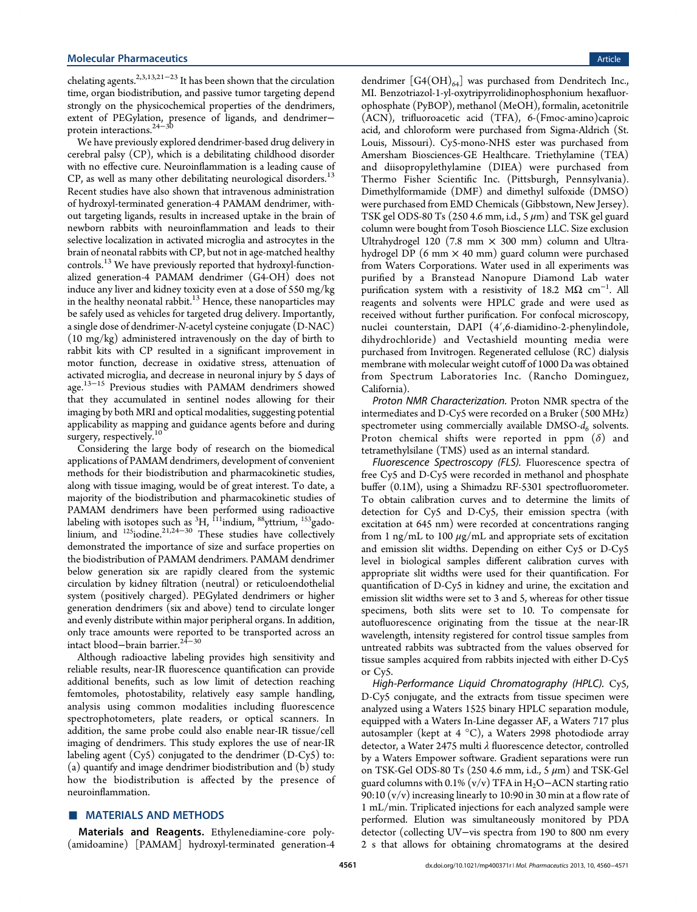chelating agents.[2,3,13,21−23] It has been shown that the circulation time, organ biodistribution, and passive tumor targeting depend strongly on the physicochemical properties of the dendrimers, extent of PEGylation, presence of ligands, and dendrimer−protein interactions.[24−30]

We have previously explored dendrimer-based drug delivery in cerebral palsy (CP), which is a debilitating childhood disorder with no effective cure. Neuroinflammation is a leading cause of CP, as well as many other debilitating neurological disorders.[13] Recent studies have also shown that intravenous administration of hydroxyl-terminated generation-4 PAMAM dendrimer, without targeting ligands, results in increased uptake in the brain of newborn rabbits with neuroinflammation and leads to their selective localization in activated microglia and astrocytes in the brain of neonatal rabbits with CP, but not in age-matched healthy controls.[13] We have previously reported that hydroxyl-functionalized generation-4 PAMAM dendrimer (G4-OH) does not induce any liver and kidney toxicity even at a dose of 550 mg/kg in the healthy neonatal rabbit.[13] Hence, these nanoparticles may be safely used as vehicles for targeted drug delivery. Importantly, a single dose of dendrimer-*N*-acetyl cysteine conjugate (D-NAC) (10 mg/kg) administered intravenously on the day of birth to rabbit kits with CP resulted in a significant improvement in motor function, decrease in oxidative stress, attenuation of activated microglia, and decrease in neuronal injury by 5 days of age.[13−15] Previous studies with PAMAM dendrimers showed that they accumulated in sentinel nodes allowing for their imaging by both MRI and optical modalities, suggesting potential applicability as mapping and guidance agents before and during surgery, respectively.[10]

Considering the large body of research on the biomedical applications of PAMAM dendrimers, development of convenient methods for their biodistribution and pharmacokinetic studies, along with tissue imaging, would be of great interest. To date, a majority of the biodistribution and pharmacokinetic studies of PAMAM dendrimers have been performed using radioactive labeling with isotopes such as $^{3}$H, $^{111}$indium, $^{88}$yttrium, $^{153}$gadolinium, and $^{125}$iodine.[21,24−30] These studies have collectively demonstrated the importance of size and surface properties on the biodistribution of PAMAM dendrimers. PAMAM dendrimer below generation six are rapidly cleared from the systemic circulation by kidney filtration (neutral) or reticuloendothelial system (positively charged). PEGylated dendrimers or higher generation dendrimers (six and above) tend to circulate longer and evenly distribute within major peripheral organs. In addition, only trace amounts were reported to be transported across an intact blood−brain barrier.[24−30]

Although radioactive labeling provides high sensitivity and reliable results, near-IR fluorescence quantification can provide additional benefits, such as low limit of detection reaching femtomoles, photostability, relatively easy sample handling, analysis using common modalities including fluorescence spectrophotometers, plate readers, or optical scanners. In addition, the same probe could also enable near-IR tissue/cell imaging of dendrimers. This study explores the use of near-IR labeling agent (Cy5) conjugated to the dendrimer (D-Cy5) to: (a) quantify and image dendrimer biodistribution and (b) study how the biodistribution is affected by the presence of neuroinflammation.

## MATERIALS AND METHODS

**Materials and Reagents.** Ethylenediamine-core poly(amidoamine) [PAMAM] hydroxyl-terminated generation-4 dendrimer [G4(OH)$_{64}$] was purchased from Dendritech Inc., MI. Benzotriazol-1-yl-oxytripyrrolidinophosphonium hexafluorophosphate (PyBOP), methanol (MeOH), formalin, acetonitrile (ACN), trifluoroacetic acid (TFA), 6-(Fmoc-amino)caproic acid, and chloroform were purchased from Sigma-Aldrich (St. Louis, Missouri). Cy5-mono-NHS ester was purchased from Amersham Biosciences-GE Healthcare. Triethylamine (TEA) and diisopropylethylamine (DIEA) were purchased from Thermo Fisher Scientific Inc. (Pittsburgh, Pennsylvania). Dimethylformamide (DMF) and dimethyl sulfoxide (DMSO) were purchased from EMD Chemicals (Gibbstown, New Jersey). TSK gel ODS-80 Ts (250 4.6 mm, i.d., 5 μm) and TSK gel guard column were bought from Tosoh Bioscience LLC. Size exclusion Ultrahydrogel 120 (7.8 mm × 300 mm) column and Ultrahydrogel DP (6 mm × 40 mm) guard column were purchased from Waters Corporations. Water used in all experiments was purified by a Branstead Nanopure Diamond Lab water purification system with a resistivity of 18.2 MΩ cm$^{-1}$. All reagents and solvents were HPLC grade and were used as received without further purification. For confocal microscopy, nuclei counterstain, DAPI (4′,6-diamidino-2-phenylindole, dihydrochloride) and Vectashield mounting media were purchased from Invitrogen. Regenerated cellulose (RC) dialysis membrane with molecular weight cutoff of 1000 Da was obtained from Spectrum Laboratories Inc. (Rancho Dominguez, California).

*Proton NMR Characterization.* Proton NMR spectra of the intermediates and D-Cy5 were recorded on a Bruker (500 MHz) spectrometer using commercially available DMSO-$d_6$ solvents. Proton chemical shifts were reported in ppm (δ) and tetramethylsilane (TMS) used as an internal standard.

*Fluorescence Spectroscopy (FLS).* Fluorescence spectra of free Cy5 and D-Cy5 were recorded in methanol and phosphate buffer (0.1M), using a Shimadzu RF-5301 spectrofluorometer. To obtain calibration curves and to determine the limits of detection for Cy5 and D-Cy5, their emission spectra (with excitation at 645 nm) were recorded at concentrations ranging from 1 ng/mL to 100 μg/mL and appropriate sets of excitation and emission slit widths. Depending on either Cy5 or D-Cy5 level in biological samples different calibration curves with appropriate slit widths were used for their quantification. For quantification of D-Cy5 in kidney and urine, the excitation and emission slit widths were set to 3 and 5, whereas for other tissue specimens, both slits were set to 10. To compensate for autofluorescence originating from the tissue at the near-IR wavelength, intensity registered for control tissue samples from untreated rabbits was subtracted from the values observed for tissue samples acquired from rabbits injected with either D-Cy5 or Cy5.

*High-Performance Liquid Chromatography (HPLC).* Cy5, D-Cy5 conjugate, and the extracts from tissue specimen were analyzed using a Waters 1525 binary HPLC separation module, equipped with a Waters In-Line degasser AF, a Waters 717 plus autosampler (kept at 4 °C), a Waters 2998 photodiode array detector, a Water 2475 multi λ fluorescence detector, controlled by a Waters Empower software. Gradient separations were run on TSK-Gel ODS-80 Ts (250 4.6 mm, i.d., 5 μm) and TSK-Gel guard columns with 0.1% (v/v) TFA in $H_2O$−ACN starting ratio 90:10 (v/v) increasing linearly to 10:90 in 30 min at a flow rate of 1 mL/min. Triplicated injections for each analyzed sample were performed. Elution was simultaneously monitored by PDA detector (collecting UV−vis spectra from 190 to 800 nm every 2 s that allows for obtaining chromatograms at the desired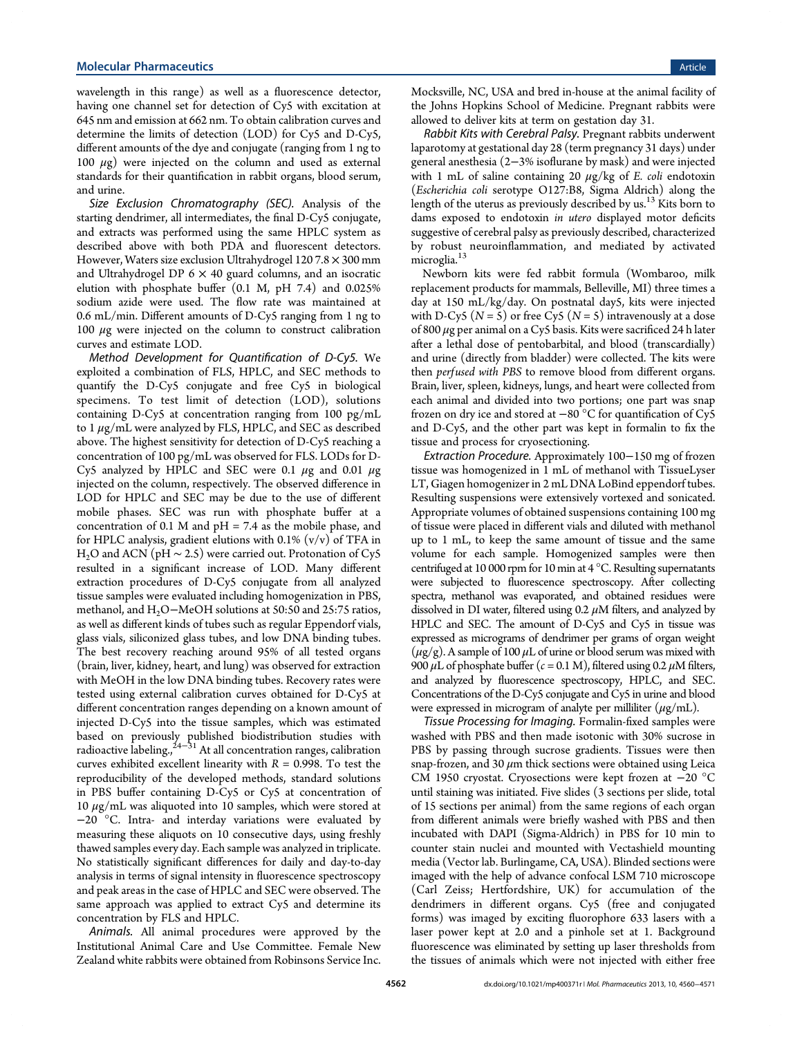wavelength in this range) as well as a fluorescence detector, having one channel set for detection of Cy5 with excitation at 645 nm and emission at 662 nm. To obtain calibration curves and determine the limits of detection (LOD) for Cy5 and D-Cy5, different amounts of the dye and conjugate (ranging from 1 ng to 100 $\mu$g) were injected on the column and used as external standards for their quantification in rabbit organs, blood serum, and urine.

*Size Exclusion Chromatography (SEC).* Analysis of the starting dendrimer, all intermediates, the final D-Cy5 conjugate, and extracts was performed using the same HPLC system as described above with both PDA and fluorescent detectors. However, Waters size exclusion Ultrahydrogel 120 7.8 × 300 mm and Ultrahydrogel DP 6 × 40 guard columns, and an isocratic elution with phosphate buffer (0.1 M, pH 7.4) and 0.025% sodium azide were used. The flow rate was maintained at 0.6 mL/min. Different amounts of D-Cy5 ranging from 1 ng to 100 $\mu$g were injected on the column to construct calibration curves and estimate LOD.

*Method Development for Quantification of D-Cy5.* We exploited a combination of FLS, HPLC, and SEC methods to quantify the D-Cy5 conjugate and free Cy5 in biological specimens. To test limit of detection (LOD), solutions containing D-Cy5 at concentration ranging from 100 pg/mL to 1 $\mu$g/mL were analyzed by FLS, HPLC, and SEC as described above. The highest sensitivity for detection of D-Cy5 reaching a concentration of 100 pg/mL was observed for FLS. LODs for D-Cy5 analyzed by HPLC and SEC were 0.1 $\mu$g and 0.01 $\mu$g injected on the column, respectively. The observed difference in LOD for HPLC and SEC may be due to the use of different mobile phases. SEC was run with phosphate buffer at a concentration of 0.1 M and pH = 7.4 as the mobile phase, and for HPLC analysis, gradient elutions with 0.1% (v/v) of TFA in $H_2O$ and ACN (pH ~ 2.5) were carried out. Protonation of Cy5 resulted in a significant increase of LOD. Many different extraction procedures of D-Cy5 conjugate from all analyzed tissue samples were evaluated including homogenization in PBS, methanol, and $H_2O$−MeOH solutions at 50:50 and 25:75 ratios, as well as different kinds of tubes such as regular Eppendorf vials, glass vials, siliconized glass tubes, and low DNA binding tubes. The best recovery reaching around 95% of all tested organs (brain, liver, kidney, heart, and lung) was observed for extraction with MeOH in the low DNA binding tubes. Recovery rates were tested using external calibration curves obtained for D-Cy5 at different concentration ranges depending on a known amount of injected D-Cy5 into the tissue samples, which was estimated based on previously published biodistribution studies with radioactive labeling.,[24−31] At all concentration ranges, calibration curves exhibited excellent linearity with $R$ = 0.998. To test the reproducibility of the developed methods, standard solutions in PBS buffer containing D-Cy5 or Cy5 at concentration of 10 $\mu$g/mL was aliquoted into 10 samples, which were stored at −20 °C. Intra- and interday variations were evaluated by measuring these aliquots on 10 consecutive days, using freshly thawed samples every day. Each sample was analyzed in triplicate. No statistically significant differences for daily and day-to-day analysis in terms of signal intensity in fluorescence spectroscopy and peak areas in the case of HPLC and SEC were observed. The same approach was applied to extract Cy5 and determine its concentration by FLS and HPLC.

*Animals.* All animal procedures were approved by the Institutional Animal Care and Use Committee. Female New Zealand white rabbits were obtained from Robinsons Service Inc. Mocksville, NC, USA and bred in-house at the animal facility of the Johns Hopkins School of Medicine. Pregnant rabbits were allowed to deliver kits at term on gestation day 31.

*Rabbit Kits with Cerebral Palsy.* Pregnant rabbits underwent laparotomy at gestational day 28 (term pregnancy 31 days) under general anesthesia (2−3% isoflurane by mask) and were injected with 1 mL of saline containing 20 $\mu$g/kg of *E. coli* endotoxin (*Escherichia coli* serotype O127:B8, Sigma Aldrich) along the length of the uterus as previously described by us.[13] Kits born to dams exposed to endotoxin *in utero* displayed motor deficits suggestive of cerebral palsy as previously described, characterized by robust neuroinflammation, and mediated by activated microglia.[13]

Newborn kits were fed rabbit formula (Wombaroo, milk replacement products for mammals, Belleville, MI) three times a day at 150 mL/kg/day. On postnatal day5, kits were injected with D-Cy5 ($N$ = 5) or free Cy5 ($N$ = 5) intravenously at a dose of 800 $\mu$g per animal on a Cy5 basis. Kits were sacrificed 24 h later after a lethal dose of pentobarbital, and blood (transcardially) and urine (directly from bladder) were collected. The kits were then *perfused with PBS* to remove blood from different organs. Brain, liver, spleen, kidneys, lungs, and heart were collected from each animal and divided into two portions; one part was snap frozen on dry ice and stored at −80 °C for quantification of Cy5 and D-Cy5, and the other part was kept in formalin to fix the tissue and process for cryosectioning.

*Extraction Procedure.* Approximately 100−150 mg of frozen tissue was homogenized in 1 mL of methanol with TissueLyser LT, Giagen homogenizer in 2 mL DNA LoBind eppendorf tubes. Resulting suspensions were extensively vortexed and sonicated. Appropriate volumes of obtained suspensions containing 100 mg of tissue were placed in different vials and diluted with methanol up to 1 mL, to keep the same amount of tissue and the same volume for each sample. Homogenized samples were then centrifuged at 10 000 rpm for 10 min at 4 °C. Resulting supernatants were subjected to fluorescence spectroscopy. After collecting spectra, methanol was evaporated, and obtained residues were dissolved in DI water, filtered using 0.2 $\mu$M filters, and analyzed by HPLC and SEC. The amount of D-Cy5 and Cy5 in tissue was expressed as micrograms of dendrimer per grams of organ weight ($\mu$g/g). A sample of 100 $\mu$L of urine or blood serum was mixed with 900 $\mu$L of phosphate buffer ($c$ = 0.1 M), filtered using 0.2 $\mu$M filters, and analyzed by fluorescence spectroscopy, HPLC, and SEC. Concentrations of the D-Cy5 conjugate and Cy5 in urine and blood were expressed in microgram of analyte per milliliter ($\mu$g/mL).

*Tissue Processing for Imaging.* Formalin-fixed samples were washed with PBS and then made isotonic with 30% sucrose in PBS by passing through sucrose gradients. Tissues were then snap-frozen, and 30 $\mu$m thick sections were obtained using Leica CM 1950 cryostat. Cryosections were kept frozen at −20 °C until staining was initiated. Five slides (3 sections per slide, total of 15 sections per animal) from the same regions of each organ from different animals were briefly washed with PBS and then incubated with DAPI (Sigma-Aldrich) in PBS for 10 min to counter stain nuclei and mounted with Vectashield mounting media (Vector lab. Burlingame, CA, USA). Blinded sections were imaged with the help of advance confocal LSM 710 microscope (Carl Zeiss; Hertfordshire, UK) for accumulation of the dendrimers in different organs. Cy5 (free and conjugated forms) was imaged by exciting fluorophore 633 lasers with a laser power kept at 2.0 and a pinhole set at 1. Background fluorescence was eliminated by setting up laser thresholds from the tissues of animals which were not injected with either free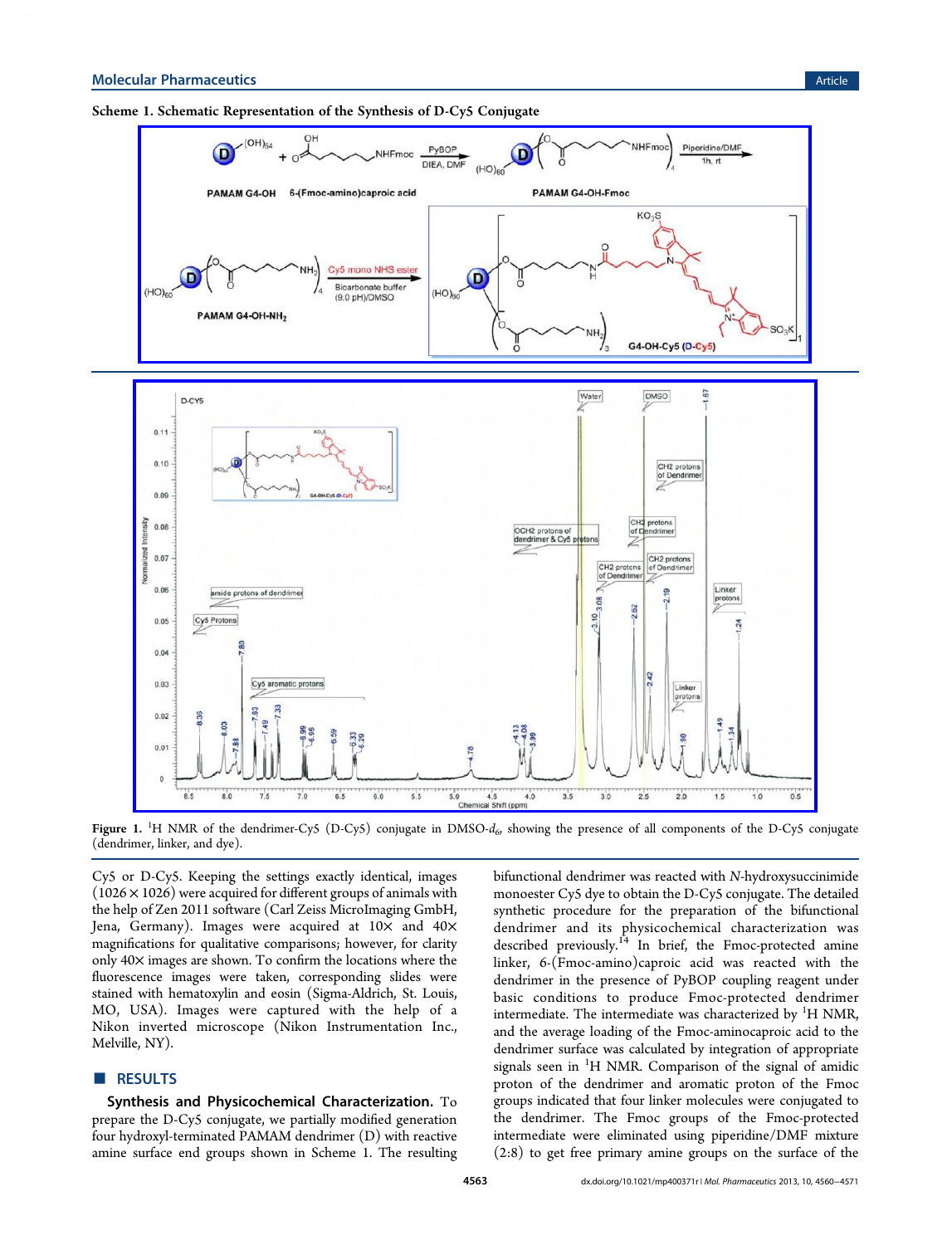**Scheme 1. Schematic Representation of the Synthesis of D-Cy5 Conjugate**

**Figure 1.** [1]H NMR of the dendrimer-Cy5 (D-Cy5) conjugate in DMSO-$d_6$, showing the presence of all components of the D-Cy5 conjugate (dendrimer, linker, and dye).

Cy5 or D-Cy5. Keeping the settings exactly identical, images (1026 × 1026) were acquired for different groups of animals with the help of Zen 2011 software (Carl Zeiss MicroImaging GmbH, Jena, Germany). Images were acquired at 10× and 40× magnifications for qualitative comparisons; however, for clarity only 40× images are shown. To confirm the locations where the fluorescence images were taken, corresponding slides were stained with hematoxylin and eosin (Sigma-Aldrich, St. Louis, MO, USA). Images were captured with the help of a Nikon inverted microscope (Nikon Instrumentation Inc., Melville, NY).

## RESULTS

**Synthesis and Physicochemical Characterization.** To prepare the D-Cy5 conjugate, we partially modified generation four hydroxyl-terminated PAMAM dendrimer (D) with reactive amine surface end groups shown in Scheme 1. The resulting bifunctional dendrimer was reacted with *N*-hydroxysuccinimide monoester Cy5 dye to obtain the D-Cy5 conjugate. The detailed synthetic procedure for the preparation of the bifunctional dendrimer and its physicochemical characterization was described previously.[14] In brief, the Fmoc-protected amine linker, 6-(Fmoc-amino)caproic acid was reacted with the dendrimer in the presence of PyBOP coupling reagent under basic conditions to produce Fmoc-protected dendrimer intermediate. The intermediate was characterized by [1]H NMR, and the average loading of the Fmoc-aminocaproic acid to the dendrimer surface was calculated by integration of appropriate signals seen in [1]H NMR. Comparison of the signal of amidic proton of the dendrimer and aromatic proton of the Fmoc groups indicated that four linker molecules were conjugated to the dendrimer. The Fmoc groups of the Fmoc-protected intermediate were eliminated using piperidine/DMF mixture (2:8) to get free primary amine groups on the surface of the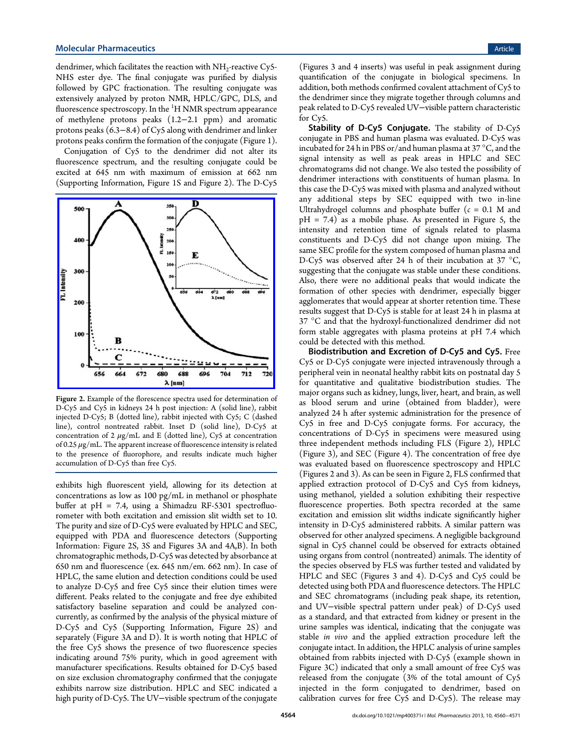dendrimer, which facilitates the reaction with $NH_2$-reactive Cy5-NHS ester dye. The final conjugate was purified by dialysis followed by GPC fractionation. The resulting conjugate was extensively analyzed by proton NMR, HPLC/GPC, DLS, and fluorescence spectroscopy. In the $^1$H NMR spectrum appearance of methylene protons peaks (1.2−2.1 ppm) and aromatic protons peaks (6.3−8.4) of Cy5 along with dendrimer and linker protons peaks confirm the formation of the conjugate (Figure 1).

Conjugation of Cy5 to the dendrimer did not alter its fluorescence spectrum, and the resulting conjugate could be excited at 645 nm with maximum of emission at 662 nm (Supporting Information, Figure 1S and Figure 2). The D-Cy5 exhibits high fluorescent yield, allowing for its detection at concentrations as low as 100 pg/mL in methanol or phosphate buffer at pH = 7.4, using a Shimadzu RF-5301 spectrofluorometer with both excitation and emission slit width set to 10. The purity and size of D-Cy5 were evaluated by HPLC and SEC, equipped with PDA and fluorescence detectors (Supporting Information: Figure 2S, 3S and Figures 3A and 4A,B). In both chromatographic methods, D-Cy5 was detected by absorbance at 650 nm and fluorescence (ex. 645 nm/em. 662 nm). In case of HPLC, the same elution and detection conditions could be used to analyze D-Cy5 and free Cy5 since their elution times were different. Peaks related to the conjugate and free dye exhibited satisfactory baseline separation and could be analyzed concurrently, as confirmed by the analysis of the physical mixture of D-Cy5 and Cy5 (Supporting Information, Figure 2S) and separately (Figure 3A and D). It is worth noting that HPLC of the free Cy5 shows the presence of two fluorescence species indicating around 75% purity, which in good agreement with manufacturer specifications. Results obtained for D-Cy5 based on size exclusion chromatography confirmed that the conjugate exhibits narrow size distribution. HPLC and SEC indicated a high purity of D-Cy5. The UV−visible spectrum of the conjugate (Figures 3 and 4 inserts) was useful in peak assignment during quantification of the conjugate in biological specimens. In addition, both methods confirmed covalent attachment of Cy5 to the dendrimer since they migrate together through columns and peak related to D-Cy5 revealed UV−visible pattern characteristic for Cy5.

Figure 2. Example of the florescence spectra used for determination of D-Cy5 and Cy5 in kidneys 24 h post injection: A (solid line), rabbit injected D-Cy5; B (dotted line), rabbit injected with Cy5; C (dashed line), control nontreated rabbit. Inset D (solid line), D-Cy5 at concentration of 2 $\mu$g/mL and E (dotted line), Cy5 at concentration of 0.25 $\mu$g/mL. The apparent increase of fluorescence intensity is related to the presence of fluorophore, and results indicate much higher accumulation of D-Cy5 than free Cy5.

**Stability of D-Cy5 Conjugate.** The stability of D-Cy5 conjugate in PBS and human plasma was evaluated. D-Cy5 was incubated for 24 h in PBS or/and human plasma at 37 °C, and the signal intensity as well as peak areas in HPLC and SEC chromatograms did not change. We also tested the possibility of dendrimer interactions with constituents of human plasma. In this case the D-Cy5 was mixed with plasma and analyzed without any additional steps by SEC equipped with two in-line Ultrahydrogel columns and phosphate buffer ($c$ = 0.1 M and pH = 7.4) as a mobile phase. As presented in Figure 5, the intensity and retention time of signals related to plasma constituents and D-Cy5 did not change upon mixing. The same SEC profile for the system composed of human plasma and D-Cy5 was observed after 24 h of their incubation at 37 °C, suggesting that the conjugate was stable under these conditions. Also, there were no additional peaks that would indicate the formation of other species with dendrimer, especially bigger agglomerates that would appear at shorter retention time. These results suggest that D-Cy5 is stable for at least 24 h in plasma at 37 °C and that the hydroxyl-functionalized dendrimer did not form stable aggregates with plasma proteins at pH 7.4 which could be detected with this method.

**Biodistribution and Excretion of D-Cy5 and Cy5.** Free Cy5 or D-Cy5 conjugate were injected intravenously through a peripheral vein in neonatal healthy rabbit kits on postnatal day 5 for quantitative and qualitative biodistribution studies. The major organs such as kidney, lungs, liver, heart, and brain, as well as blood serum and urine (obtained from bladder), were analyzed 24 h after systemic administration for the presence of Cy5 in free and D-Cy5 conjugate forms. For accuracy, the concentrations of D-Cy5 in specimens were measured using three independent methods including FLS (Figure 2), HPLC (Figure 3), and SEC (Figure 4). The concentration of free dye was evaluated based on fluorescence spectroscopy and HPLC (Figures 2 and 3). As can be seen in Figure 2, FLS confirmed that applied extraction protocol of D-Cy5 and Cy5 from kidneys, using methanol, yielded a solution exhibiting their respective fluorescence properties. Both spectra recorded at the same excitation and emission slit widths indicate significantly higher intensity in D-Cy5 administered rabbits. A similar pattern was observed for other analyzed specimens. A negligible background signal in Cy5 channel could be observed for extracts obtained using organs from control (nontreated) animals. The identity of the species observed by FLS was further tested and validated by HPLC and SEC (Figures 3 and 4). D-Cy5 and Cy5 could be detected using both PDA and fluorescence detectors. The HPLC and SEC chromatograms (including peak shape, its retention, and UV−visible spectral pattern under peak) of D-Cy5 used as a standard, and that extracted from kidney or present in the urine samples was identical, indicating that the conjugate was stable *in vivo* and the applied extraction procedure left the conjugate intact. In addition, the HPLC analysis of urine samples obtained from rabbits injected with D-Cy5 (example shown in Figure 3C) indicated that only a small amount of free Cy5 was released from the conjugate (3% of the total amount of Cy5 injected in the form conjugated to dendrimer, based on calibration curves for free Cy5 and D-Cy5). The release may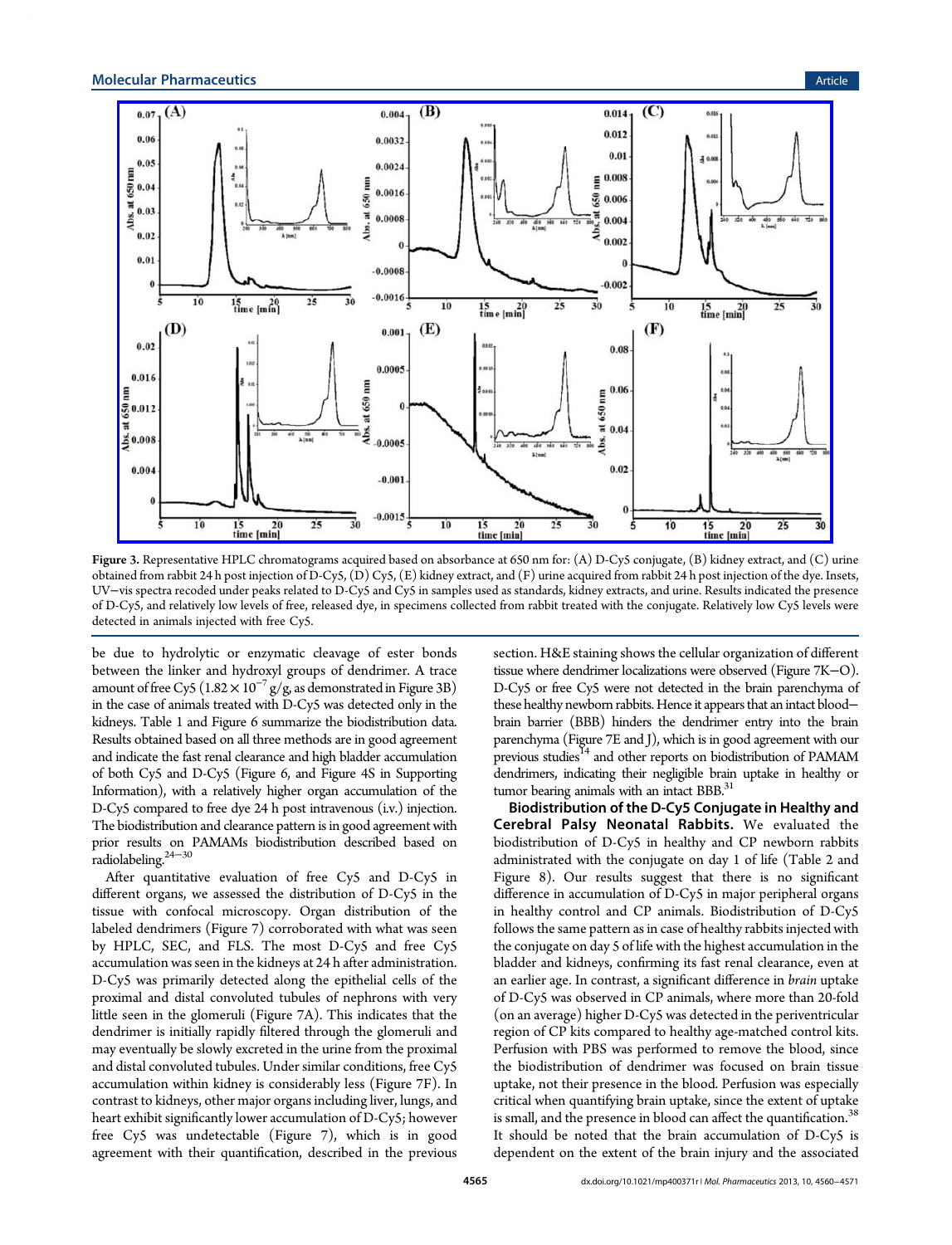Figure 3. Representative HPLC chromatograms acquired based on absorbance at 650 nm for: (A) D-Cy5 conjugate, (B) kidney extract, and (C) urine obtained from rabbit 24 h post injection of D-Cy5, (D) Cy5, (E) kidney extract, and (F) urine acquired from rabbit 24 h post injection of the dye. Insets, UV–vis spectra recoded under peaks related to D-Cy5 and Cy5 in samples used as standards, kidney extracts, and urine. Results indicated the presence of D-Cy5, and relatively low levels of free, released dye, in specimens collected from rabbit treated with the conjugate. Relatively low Cy5 levels were detected in animals injected with free Cy5.

be due to hydrolytic or enzymatic cleavage of ester bonds between the linker and hydroxyl groups of dendrimer. A trace amount of free Cy5 ($1.82 \times 10^{-7}$ g/g, as demonstrated in Figure 3B) in the case of animals treated with D-Cy5 was detected only in the kidneys. Table 1 and Figure 6 summarize the biodistribution data. Results obtained based on all three methods are in good agreement and indicate the fast renal clearance and high bladder accumulation of both Cy5 and D-Cy5 (Figure 6, and Figure 4S in Supporting Information), with a relatively higher organ accumulation of the D-Cy5 compared to free dye 24 h post intravenous (i.v.) injection. The biodistribution and clearance pattern is in good agreement with prior results on PAMAMs biodistribution described based on radiolabeling.[24−30]

After quantitative evaluation of free Cy5 and D-Cy5 in different organs, we assessed the distribution of D-Cy5 in the tissue with confocal microscopy. Organ distribution of the labeled dendrimers (Figure 7) corroborated with what was seen by HPLC, SEC, and FLS. The most D-Cy5 and free Cy5 accumulation was seen in the kidneys at 24 h after administration. D-Cy5 was primarily detected along the epithelial cells of the proximal and distal convoluted tubules of nephrons with very little seen in the glomeruli (Figure 7A). This indicates that the dendrimer is initially rapidly filtered through the glomeruli and may eventually be slowly excreted in the urine from the proximal and distal convoluted tubules. Under similar conditions, free Cy5 accumulation within kidney is considerably less (Figure 7F). In contrast to kidneys, other major organs including liver, lungs, and heart exhibit significantly lower accumulation of D-Cy5; however free Cy5 was undetectable (Figure 7), which is in good agreement with their quantification, described in the previous section. H&E staining shows the cellular organization of different tissue where dendrimer localizations were observed (Figure 7K–O). D-Cy5 or free Cy5 were not detected in the brain parenchyma of these healthy newborn rabbits. Hence it appears that an intact blood–brain barrier (BBB) hinders the dendrimer entry into the brain parenchyma (Figure 7E and J), which is in good agreement with our previous studies[14] and other reports on biodistribution of PAMAM dendrimers, indicating their negligible brain uptake in healthy or tumor bearing animals with an intact BBB.[31]

**Biodistribution of the D-Cy5 Conjugate in Healthy and Cerebral Palsy Neonatal Rabbits.** We evaluated the biodistribution of D-Cy5 in healthy and CP newborn rabbits administrated with the conjugate on day 1 of life (Table 2 and Figure 8). Our results suggest that there is no significant difference in accumulation of D-Cy5 in major peripheral organs in healthy control and CP animals. Biodistribution of D-Cy5 follows the same pattern as in case of healthy rabbits injected with the conjugate on day 5 of life with the highest accumulation in the bladder and kidneys, confirming its fast renal clearance, even at an earlier age. In contrast, a significant difference in *brain* uptake of D-Cy5 was observed in CP animals, where more than 20-fold (on an average) higher D-Cy5 was detected in the periventricular region of CP kits compared to healthy age-matched control kits. Perfusion with PBS was performed to remove the blood, since the biodistribution of dendrimer was focused on brain tissue uptake, not their presence in the blood. Perfusion was especially critical when quantifying brain uptake, since the extent of uptake is small, and the presence in blood can affect the quantification.[38] It should be noted that the brain accumulation of D-Cy5 is dependent on the extent of the brain injury and the associated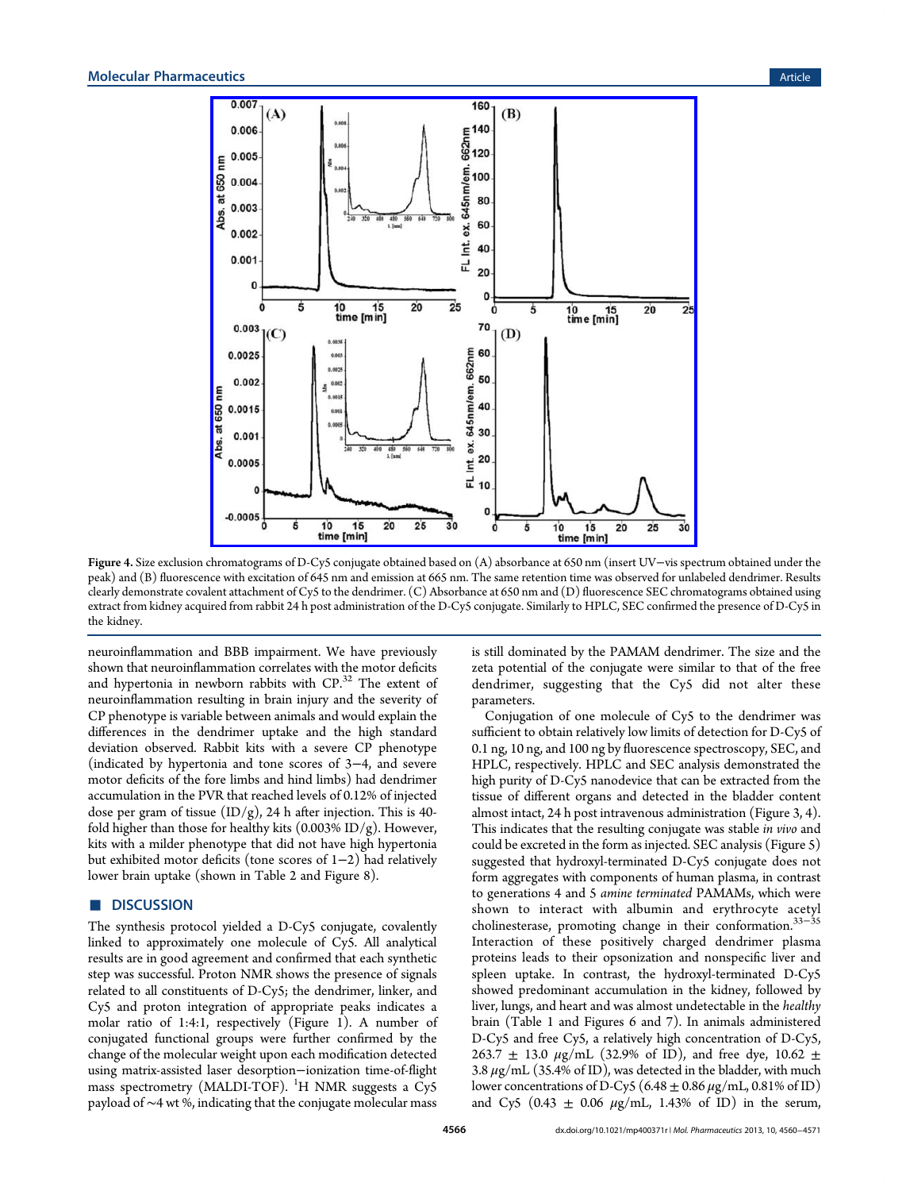Figure 4. Size exclusion chromatograms of D-Cy5 conjugate obtained based on (A) absorbance at 650 nm (insert UV−vis spectrum obtained under the peak) and (B) fluorescence with excitation of 645 nm and emission at 665 nm. The same retention time was observed for unlabeled dendrimer. Results clearly demonstrate covalent attachment of Cy5 to the dendrimer. (C) Absorbance at 650 nm and (D) fluorescence SEC chromatograms obtained using extract from kidney acquired from rabbit 24 h post administration of the D-Cy5 conjugate. Similarly to HPLC, SEC confirmed the presence of D-Cy5 in the kidney.

neuroinflammation and BBB impairment. We have previously shown that neuroinflammation correlates with the motor deficits and hypertonia in newborn rabbits with CP.[32] The extent of neuroinflammation resulting in brain injury and the severity of CP phenotype is variable between animals and would explain the differences in the dendrimer uptake and the high standard deviation observed. Rabbit kits with a severe CP phenotype (indicated by hypertonia and tone scores of 3−4, and severe motor deficits of the fore limbs and hind limbs) had dendrimer accumulation in the PVR that reached levels of 0.12% of injected dose per gram of tissue (ID/g), 24 h after injection. This is 40-fold higher than those for healthy kits (0.003% ID/g). However, kits with a milder phenotype that did not have high hypertonia but exhibited motor deficits (tone scores of 1−2) had relatively lower brain uptake (shown in Table 2 and Figure 8).

## ■ DISCUSSION

The synthesis protocol yielded a D-Cy5 conjugate, covalently linked to approximately one molecule of Cy5. All analytical results are in good agreement and confirmed that each synthetic step was successful. Proton NMR shows the presence of signals related to all constituents of D-Cy5; the dendrimer, linker, and Cy5 and proton integration of appropriate peaks indicates a molar ratio of 1:4:1, respectively (Figure 1). A number of conjugated functional groups were further confirmed by the change of the molecular weight upon each modification detected using matrix-assisted laser desorption−ionization time-of-flight mass spectrometry (MALDI-TOF). $^{1}$H NMR suggests a Cy5 payload of ~4 wt %, indicating that the conjugate molecular mass is still dominated by the PAMAM dendrimer. The size and the zeta potential of the conjugate were similar to that of the free dendrimer, suggesting that the Cy5 did not alter these parameters.

Conjugation of one molecule of Cy5 to the dendrimer was sufficient to obtain relatively low limits of detection for D-Cy5 of 0.1 ng, 10 ng, and 100 ng by fluorescence spectroscopy, SEC, and HPLC, respectively. HPLC and SEC analysis demonstrated the high purity of D-Cy5 nanodevice that can be extracted from the tissue of different organs and detected in the bladder content almost intact, 24 h post intravenous administration (Figure 3, 4). This indicates that the resulting conjugate was stable *in vivo* and could be excreted in the form as injected. SEC analysis (Figure 5) suggested that hydroxyl-terminated D-Cy5 conjugate does not form aggregates with components of human plasma, in contrast to generations 4 and 5 *amine terminated* PAMAMs, which were shown to interact with albumin and erythrocyte acetyl cholinesterase, promoting change in their conformation.[33−35] Interaction of these positively charged dendrimer plasma proteins leads to their opsonization and nonspecific liver and spleen uptake. In contrast, the hydroxyl-terminated D-Cy5 showed predominant accumulation in the kidney, followed by liver, lungs, and heart and was almost undetectable in the *healthy* brain (Table 1 and Figures 6 and 7). In animals administered D-Cy5 and free Cy5, a relatively high concentration of D-Cy5, 263.7 ± 13.0 μg/mL (32.9% of ID), and free dye, 10.62 ± 3.8 μg/mL (35.4% of ID), was detected in the bladder, with much lower concentrations of D-Cy5 (6.48 ± 0.86 μg/mL, 0.81% of ID) and Cy5 (0.43 ± 0.06 μg/mL, 1.43% of ID) in the serum,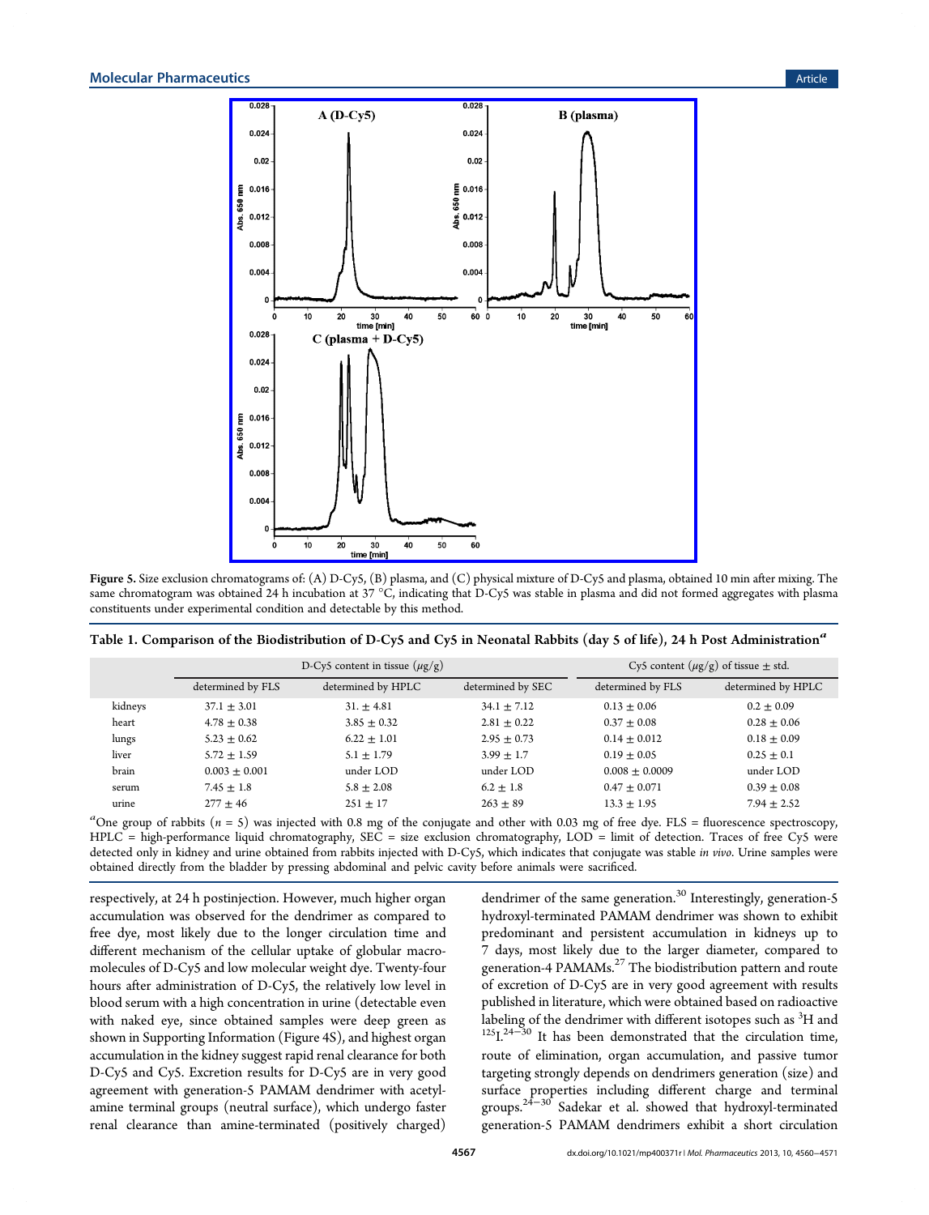Figure 5. Size exclusion chromatograms of: (A) D-Cy5, (B) plasma, and (C) physical mixture of D-Cy5 and plasma, obtained 10 min after mixing. The same chromatogram was obtained 24 h incubation at 37 °C, indicating that D-Cy5 was stable in plasma and did not formed aggregates with plasma constituents under experimental condition and detectable by this method.

**Table 1. Comparison of the Biodistribution of D-Cy5 and Cy5 in Neonatal Rabbits (day 5 of life), 24 h Post Administration[a]**

| | D-Cy5 content in tissue (μg/g) | | | Cy5 content (μg/g) of tissue ± std. | |
|---|---|---|---|---|---|
| | determined by FLS | determined by HPLC | determined by SEC | determined by FLS | determined by HPLC |
| kidneys | 37.1 ± 3.01 | 31. ± 4.81 | 34.1 ± 7.12 | 0.13 ± 0.06 | 0.2 ± 0.09 |
| heart | 4.78 ± 0.38 | 3.85 ± 0.32 | 2.81 ± 0.22 | 0.37 ± 0.08 | 0.28 ± 0.06 |
| lungs | 5.23 ± 0.62 | 6.22 ± 1.01 | 2.95 ± 0.73 | 0.14 ± 0.012 | 0.18 ± 0.09 |
| liver | 5.72 ± 1.59 | 5.1 ± 1.79 | 3.99 ± 1.7 | 0.19 ± 0.05 | 0.25 ± 0.1 |
| brain | 0.003 ± 0.001 | under LOD | under LOD | 0.008 ± 0.0009 | under LOD |
| serum | 7.45 ± 1.8 | 5.8 ± 2.08 | 6.2 ± 1.8 | 0.47 ± 0.071 | 0.39 ± 0.08 |
| urine | 277 ± 46 | 251 ± 17 | 263 ± 89 | 13.3 ± 1.95 | 7.94 ± 2.52 |

[a]One group of rabbits ($n = 5$) was injected with 0.8 mg of the conjugate and other with 0.03 mg of free dye. FLS = fluorescence spectroscopy, HPLC = high-performance liquid chromatography, SEC = size exclusion chromatography, LOD = limit of detection. Traces of free Cy5 were detected only in kidney and urine obtained from rabbits injected with D-Cy5, which indicates that conjugate was stable *in vivo*. Urine samples were obtained directly from the bladder by pressing abdominal and pelvic cavity before animals were sacrificed.

respectively, at 24 h postinjection. However, much higher organ accumulation was observed for the dendrimer as compared to free dye, most likely due to the longer circulation time and different mechanism of the cellular uptake of globular macromolecules of D-Cy5 and low molecular weight dye. Twenty-four hours after administration of D-Cy5, the relatively low level in blood serum with a high concentration in urine (detectable even with naked eye, since obtained samples were deep green as shown in Supporting Information (Figure 4S), and highest organ accumulation in the kidney suggest rapid renal clearance for both D-Cy5 and Cy5. Excretion results for D-Cy5 are in very good agreement with generation-5 PAMAM dendrimer with acetylamine terminal groups (neutral surface), which undergo faster renal clearance than amine-terminated (positively charged) dendrimer of the same generation.[30] Interestingly, generation-5 hydroxyl-terminated PAMAM dendrimer was shown to exhibit predominant and persistent accumulation in kidneys up to 7 days, most likely due to the larger diameter, compared to generation-4 PAMAMs.[27] The biodistribution pattern and route of excretion of D-Cy5 are in very good agreement with results published in literature, which were obtained based on radioactive labeling of the dendrimer with different isotopes such as $^{3}H$ and $^{125}I$.[24−30] It has been demonstrated that the circulation time, route of elimination, organ accumulation, and passive tumor targeting strongly depends on dendrimers generation (size) and surface properties including different charge and terminal groups.[24−30] Sadekar et al. showed that hydroxyl-terminated generation-5 PAMAM dendrimers exhibit a short circulation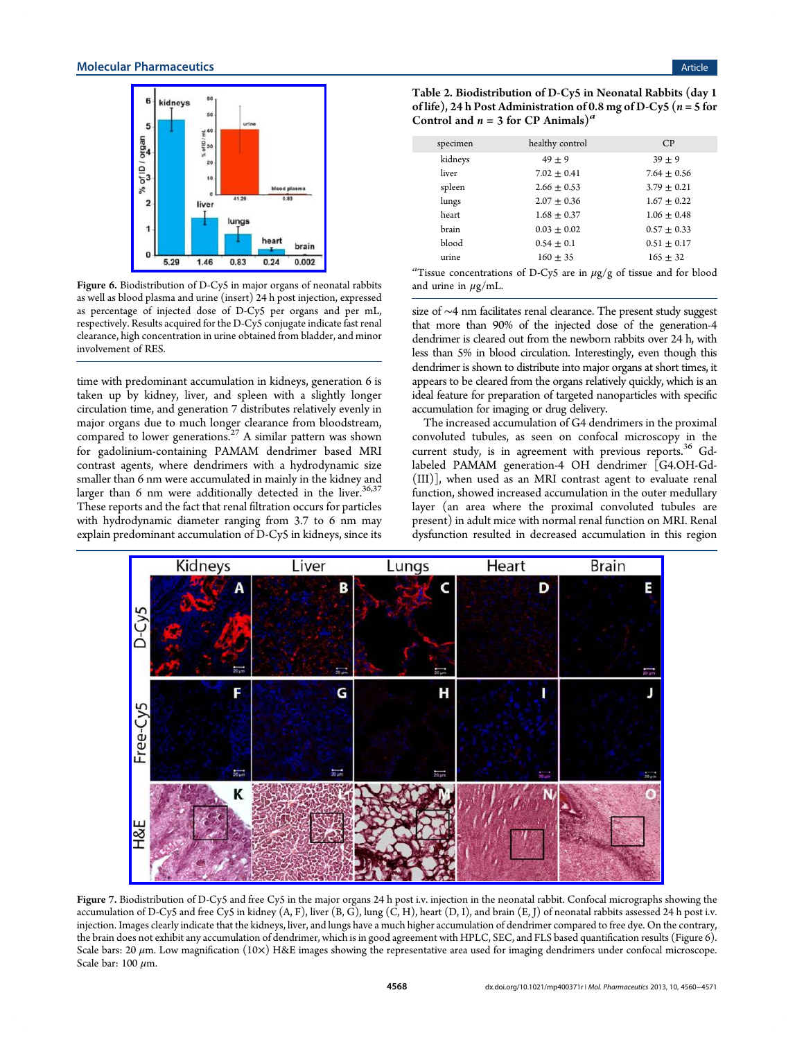Figure 6. Biodistribution of D-Cy5 in major organs of neonatal rabbits as well as blood plasma and urine (insert) 24 h post injection, expressed as percentage of injected dose of D-Cy5 per organs and per mL, respectively. Results acquired for the D-Cy5 conjugate indicate fast renal clearance, high concentration in urine obtained from bladder, and minor involvement of RES.

time with predominant accumulation in kidneys, generation 6 is taken up by kidney, liver, and spleen with a slightly longer circulation time, and generation 7 distributes relatively evenly in major organs due to much longer clearance from bloodstream, compared to lower generations.[27] A similar pattern was shown for gadolinium-containing PAMAM dendrimer based MRI contrast agents, where dendrimers with a hydrodynamic size smaller than 6 nm were accumulated in mainly in the kidney and larger than 6 nm were additionally detected in the liver.[36,37] These reports and the fact that renal filtration occurs for particles with hydrodynamic diameter ranging from 3.7 to 6 nm may explain predominant accumulation of D-Cy5 in kidneys, since its size of ∼4 nm facilitates renal clearance. The present study suggest that more than 90% of the injected dose of the generation-4 dendrimer is cleared out from the newborn rabbits over 24 h, with less than 5% in blood circulation. Interestingly, even though this dendrimer is shown to distribute into major organs at short times, it appears to be cleared from the organs relatively quickly, which is an ideal feature for preparation of targeted nanoparticles with specific accumulation for imaging or drug delivery.

The increased accumulation of G4 dendrimers in the proximal convoluted tubules, as seen on confocal microscopy in the current study, is in agreement with previous reports.[36] Gd-labeled PAMAM generation-4 OH dendrimer [G4.OH-Gd-(III)], when used as an MRI contrast agent to evaluate renal function, showed increased accumulation in the outer medullary layer (an area where the proximal convoluted tubules are present) in adult mice with normal renal function on MRI. Renal dysfunction resulted in decreased accumulation in this region

**Table 2. Biodistribution of D-Cy5 in Neonatal Rabbits (day 1 of life), 24 h Post Administration of 0.8 mg of D-Cy5 ($n$ = 5 for Control and $n$ = 3 for CP Animals)[a]**

| specimen | healthy control | CP |
|---|---|---|
| kidneys | 49 ± 9 | 39 ± 9 |
| liver | 7.02 ± 0.41 | 7.64 ± 0.56 |
| spleen | 2.66 ± 0.53 | 3.79 ± 0.21 |
| lungs | 2.07 ± 0.36 | 1.67 ± 0.22 |
| heart | 1.68 ± 0.37 | 1.06 ± 0.48 |
| brain | 0.03 ± 0.02 | 0.57 ± 0.33 |
| blood | 0.54 ± 0.1 | 0.51 ± 0.17 |
| urine | 160 ± 35 | 165 ± 32 |

[a]Tissue concentrations of D-Cy5 are in μg/g of tissue and for blood and urine in μg/mL.

Figure 7. Biodistribution of D-Cy5 and free Cy5 in the major organs 24 h post i.v. injection in the neonatal rabbit. Confocal micrographs showing the accumulation of D-Cy5 and free Cy5 in kidney (A, F), liver (B, G), lung (C, H), heart (D, I), and brain (E, J) of neonatal rabbits assessed 24 h post i.v. injection. Images clearly indicate that the kidneys, liver, and lungs have a much higher accumulation of dendrimer compared to free dye. On the contrary, the brain does not exhibit any accumulation of dendrimer, which is in good agreement with HPLC, SEC, and FLS based quantification results (Figure 6). Scale bars: 20 μm. Low magnification (10×) H&E images showing the representative area used for imaging dendrimers under confocal microscope. Scale bar: 100 μm.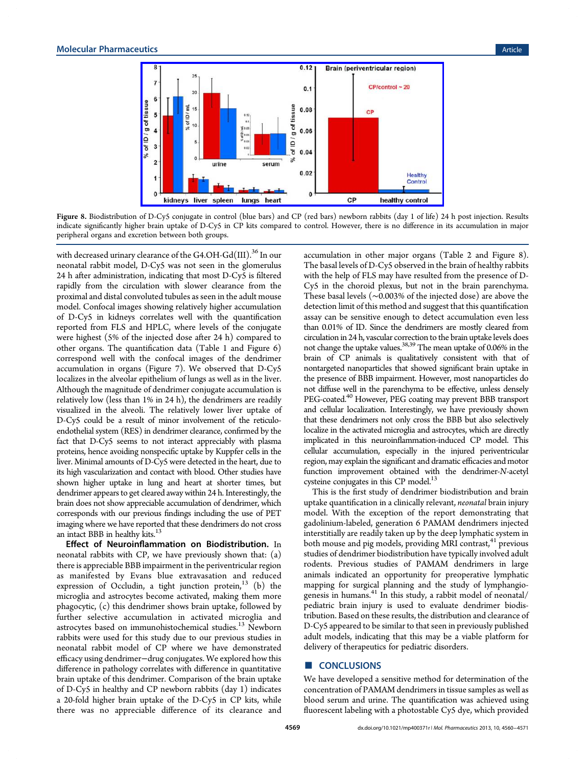Figure 8. Biodistribution of D-Cy5 conjugate in control (blue bars) and CP (red bars) newborn rabbits (day 1 of life) 24 h post injection. Results indicate significantly higher brain uptake of D-Cy5 in CP kits compared to control. However, there is no difference in its accumulation in major peripheral organs and excretion between both groups.

with decreased urinary clearance of the G4.OH-Gd(III).[36] In our neonatal rabbit model, D-Cy5 was not seen in the glomerulus 24 h after administration, indicating that most D-Cy5 is filtered rapidly from the circulation with slower clearance from the proximal and distal convoluted tubules as seen in the adult mouse model. Confocal images showing relatively higher accumulation of D-Cy5 in kidneys correlates well with the quantification reported from FLS and HPLC, where levels of the conjugate were highest (5% of the injected dose after 24 h) compared to other organs. The quantification data (Table 1 and Figure 6) correspond well with the confocal images of the dendrimer accumulation in organs (Figure 7). We observed that D-Cy5 localizes in the alveolar epithelium of lungs as well as in the liver. Although the magnitude of dendrimer conjugate accumulation is relatively low (less than 1% in 24 h), the dendrimers are readily visualized in the alveoli. The relatively lower liver uptake of D-Cy5 could be a result of minor involvement of the reticulo-endothelial system (RES) in dendrimer clearance, confirmed by the fact that D-Cy5 seems to not interact appreciably with plasma proteins, hence avoiding nonspecific uptake by Kuppfer cells in the liver. Minimal amounts of D-Cy5 were detected in the heart, due to its high vascularization and contact with blood. Other studies have shown higher uptake in lung and heart at shorter times, but dendrimer appears to get cleared away within 24 h. Interestingly, the brain does not show appreciable accumulation of dendrimer, which corresponds with our previous findings including the use of PET imaging where we have reported that these dendrimers do not cross an intact BBB in healthy kits.[13]

**Effect of Neuroinflammation on Biodistribution.** In neonatal rabbits with CP, we have previously shown that: (a) there is appreciable BBB impairment in the periventricular region as manifested by Evans blue extravasation and reduced expression of Occludin, a tight junction protein,[13] (b) the microglia and astrocytes become activated, making them more phagocytic, (c) this dendrimer shows brain uptake, followed by further selective accumulation in activated microglia and astrocytes based on immunohistochemical studies.[13] Newborn rabbits were used for this study due to our previous studies in neonatal rabbit model of CP where we have demonstrated efficacy using dendrimer−drug conjugates. We explored how this difference in pathology correlates with difference in quantitative brain uptake of this dendrimer. Comparison of the brain uptake of D-Cy5 in healthy and CP newborn rabbits (day 1) indicates a 20-fold higher brain uptake of the D-Cy5 in CP kits, while there was no appreciable difference of its clearance and accumulation in other major organs (Table 2 and Figure 8). The basal levels of D-Cy5 observed in the brain of healthy rabbits with the help of FLS may have resulted from the presence of D-Cy5 in the choroid plexus, but not in the brain parenchyma. These basal levels (∼0.003% of the injected dose) are above the detection limit of this method and suggest that this quantification assay can be sensitive enough to detect accumulation even less than 0.01% of ID. Since the dendrimers are mostly cleared from circulation in 24 h, vascular correction to the brain uptake levels does not change the uptake values.[38,39] The mean uptake of 0.06% in the brain of CP animals is qualitatively consistent with that of nontargeted nanoparticles that showed significant brain uptake in the presence of BBB impairment. However, most nanoparticles do not diffuse well in the parenchyma to be effective, unless densely PEG-coated.[40] However, PEG coating may prevent BBB transport and cellular localization. Interestingly, we have previously shown that these dendrimers not only cross the BBB but also selectively localize in the activated microglia and astrocytes, which are directly implicated in this neuroinflammation-induced CP model. This cellular accumulation, especially in the injured periventricular region, may explain the significant and dramatic efficacies and motor function improvement obtained with the dendrimer-*N*-acetyl cysteine conjugates in this CP model.[13]

This is the first study of dendrimer biodistribution and brain uptake quantification in a clinically relevant, *neonatal* brain injury model. With the exception of the report demonstrating that gadolinium-labeled, generation 6 PAMAM dendrimers injected interstitially are readily taken up by the deep lymphatic system in both mouse and pig models, providing MRI contrast,[41] previous studies of dendrimer biodistribution have typically involved adult rodents. Previous studies of PAMAM dendrimers in large animals indicated an opportunity for preoperative lymphatic mapping for surgical planning and the study of lymphangiogenesis in humans.[41] In this study, a rabbit model of neonatal/pediatric brain injury is used to evaluate dendrimer biodistribution. Based on these results, the distribution and clearance of D-Cy5 appeared to be similar to that seen in previously published adult models, indicating that this may be a viable platform for delivery of therapeutics for pediatric disorders.

## ■ CONCLUSIONS

We have developed a sensitive method for determination of the concentration of PAMAM dendrimers in tissue samples as well as blood serum and urine. The quantification was achieved using fluorescent labeling with a photostable Cy5 dye, which provided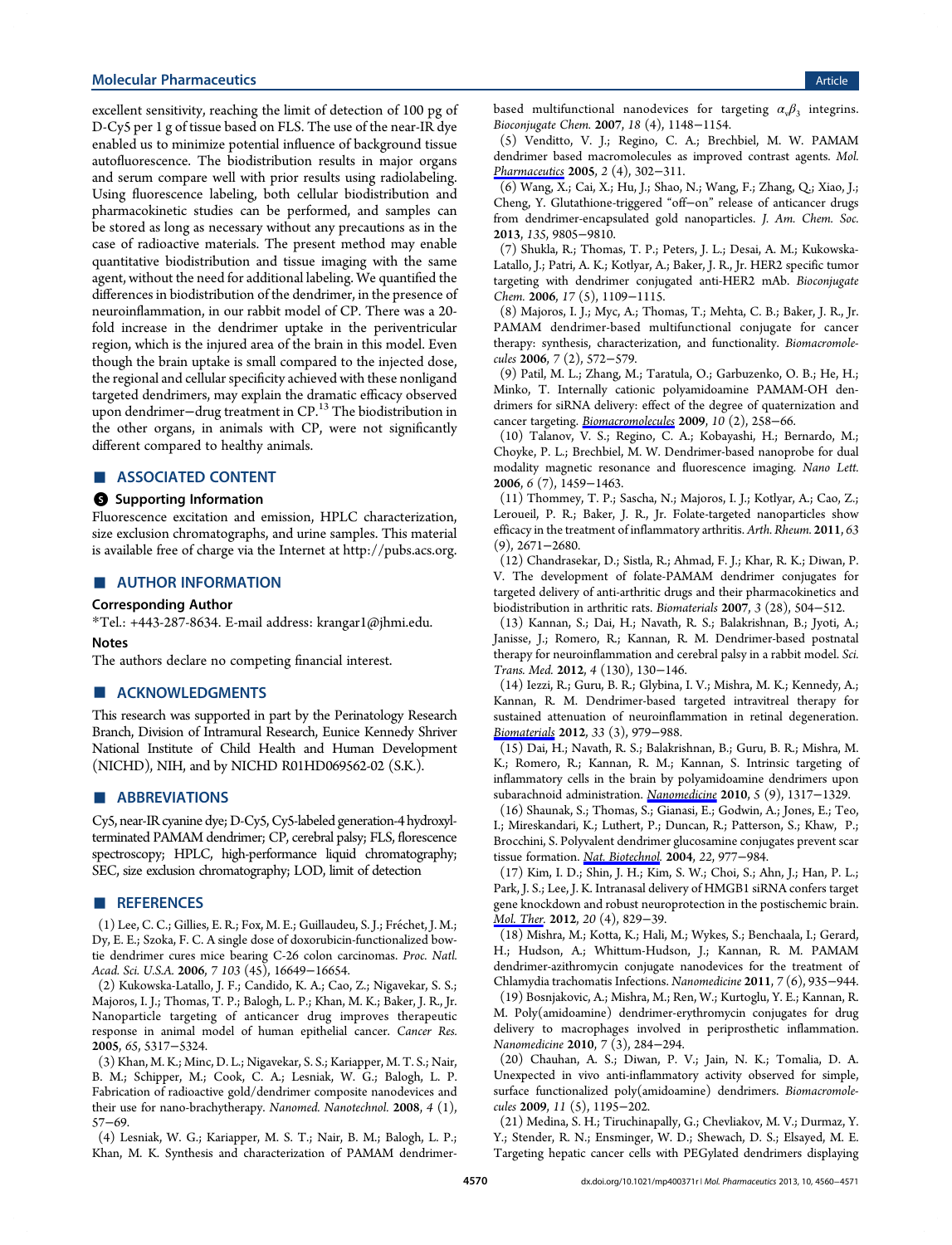excellent sensitivity, reaching the limit of detection of 100 pg of D-Cy5 per 1 g of tissue based on FLS. The use of the near-IR dye enabled us to minimize potential influence of background tissue autofluorescence. The biodistribution results in major organs and serum compare well with prior results using radiolabeling. Using fluorescence labeling, both cellular biodistribution and pharmacokinetic studies can be performed, and samples can be stored as long as necessary without any precautions as in the case of radioactive materials. The present method may enable quantitative biodistribution and tissue imaging with the same agent, without the need for additional labeling. We quantified the differences in biodistribution of the dendrimer, in the presence of neuroinflammation, in our rabbit model of CP. There was a 20-fold increase in the dendrimer uptake in the periventricular region, which is the injured area of the brain in this model. Even though the brain uptake is small compared to the injected dose, the regional and cellular specificity achieved with these nonligand targeted dendrimers, may explain the dramatic efficacy observed upon dendrimer−drug treatment in CP.[13] The biodistribution in the other organs, in animals with CP, were not significantly different compared to healthy animals.

## ■ ASSOCIATED CONTENT

### Supporting Information

Fluorescence excitation and emission, HPLC characterization, size exclusion chromatographs, and urine samples. This material is available free of charge via the Internet at http://pubs.acs.org.

## ■ AUTHOR INFORMATION

### Corresponding Author

*Tel.: +443-287-8634. E-mail address: krangar1@jhmi.edu.

### Notes

The authors declare no competing financial interest.

## ■ ACKNOWLEDGMENTS

This research was supported in part by the Perinatology Research Branch, Division of Intramural Research, Eunice Kennedy Shriver National Institute of Child Health and Human Development (NICHD), NIH, and by NICHD R01HD069562-02 (S.K.).

## ■ ABBREVIATIONS

Cy5, near-IR cyanine dye; D-Cy5, Cy5-labeled generation-4 hydroxyl-terminated PAMAM dendrimer; CP, cerebral palsy; FLS, florescence spectroscopy; HPLC, high-performance liquid chromatography; SEC, size exclusion chromatography; LOD, limit of detection

## ■ REFERENCES

(1) Lee, C. C.; Gillies, E. R.; Fox, M. E.; Guillaudeu, S. J.; Fréchet, J. M.; Dy, E. E.; Szoka, F. C. A single dose of doxorubicin-functionalized bow-tie dendrimer cures mice bearing C-26 colon carcinomas. *Proc. Natl. Acad. Sci. U.S.A.* **2006**, *7 103* (45), 16649−16654.

(2) Kukowska-Latallo, J. F.; Candido, K. A.; Cao, Z.; Nigavekar, S. S.; Majoros, I. J.; Thomas, T. P.; Balogh, L. P.; Khan, M. K.; Baker, J. R., Jr. Nanoparticle targeting of anticancer drug improves therapeutic response in animal model of human epithelial cancer. *Cancer Res.* **2005**, *65*, 5317−5324.

(3) Khan, M. K.; Minc, D. L.; Nigavekar, S. S.; Kariapper, M. T. S.; Nair, B. M.; Schipper, M.; Cook, C. A.; Lesniak, W. G.; Balogh, L. P. Fabrication of radioactive gold/dendrimer composite nanodevices and their use for nano-brachytherapy. *Nanomed. Nanotechnol.* **2008**, *4* (1), 57−69.

(4) Lesniak, W. G.; Kariapper, M. S. T.; Nair, B. M.; Balogh, L. P.; Khan, M. K. Synthesis and characterization of PAMAM dendrimer-based multifunctional nanodevices for targeting $\alpha_v\beta_3$ integrins. *Bioconjugate Chem.* **2007**, *18* (4), 1148−1154.

(5) Venditto, V. J.; Regino, C. A.; Brechbiel, M. W. PAMAM dendrimer based macromolecules as improved contrast agents. *Mol. Pharmaceutics* **2005**, *2* (4), 302−311.

(6) Wang, X.; Cai, X.; Hu, J.; Shao, N.; Wang, F.; Zhang, Q.; Xiao, J.; Cheng, Y. Glutathione-triggered "off−on" release of anticancer drugs from dendrimer-encapsulated gold nanoparticles. *J. Am. Chem. Soc.* **2013**, *135*, 9805−9810.

(7) Shukla, R.; Thomas, T. P.; Peters, J. L.; Desai, A. M.; Kukowska-Latallo, J.; Patri, A. K.; Kotlyar, A.; Baker, J. R., Jr. HER2 specific tumor targeting with dendrimer conjugated anti-HER2 mAb. *Bioconjugate Chem.* **2006**, *17* (5), 1109−1115.

(8) Majoros, I. J.; Myc, A.; Thomas, T.; Mehta, C. B.; Baker, J. R., Jr. PAMAM dendrimer-based multifunctional conjugate for cancer therapy: synthesis, characterization, and functionality. *Biomacromolecules* **2006**, *7* (2), 572−579.

(9) Patil, M. L.; Zhang, M.; Taratula, O.; Garbuzenko, O. B.; He, H.; Minko, T. Internally cationic polyamidoamine PAMAM-OH dendrimers for siRNA delivery: effect of the degree of quaternization and cancer targeting. *Biomacromolecules* **2009**, *10* (2), 258−66.

(10) Talanov, V. S.; Regino, C. A.; Kobayashi, H.; Bernardo, M.; Choyke, P. L.; Brechbiel, M. W. Dendrimer-based nanoprobe for dual modality magnetic resonance and fluorescence imaging. *Nano Lett.* **2006**, *6* (7), 1459−1463.

(11) Thommey, T. P.; Sascha, N.; Majoros, I. J.; Kotlyar, A.; Cao, Z.; Leroueil, P. R.; Baker, J. R., Jr. Folate-targeted nanoparticles show efficacy in the treatment of inflammatory arthritis. *Arth. Rheum.* **2011**, *63* (9), 2671−2680.

(12) Chandrasekar, D.; Sistla, R.; Ahmad, F. J.; Khar, R. K.; Diwan, P. V. The development of folate-PAMAM dendrimer conjugates for targeted delivery of anti-arthritic drugs and their pharmacokinetics and biodistribution in arthritic rats. *Biomaterials* **2007**, *3* (28), 504−512.

(13) Kannan, S.; Dai, H.; Navath, R. S.; Balakrishnan, B.; Jyoti, A.; Janisse, J.; Romero, R.; Kannan, R. M. Dendrimer-based postnatal therapy for neuroinflammation and cerebral palsy in a rabbit model. *Sci. Trans. Med.* **2012**, *4* (130), 130−146.

(14) Iezzi, R.; Guru, B. R.; Glybina, I. V.; Mishra, M. K.; Kennedy, A.; Kannan, R. M. Dendrimer-based targeted intravitreal therapy for sustained attenuation of neuroinflammation in retinal degeneration. *Biomaterials* **2012**, *33* (3), 979−988.

(15) Dai, H.; Navath, R. S.; Balakrishnan, B.; Guru, B. R.; Mishra, M. K.; Romero, R.; Kannan, R. M.; Kannan, S. Intrinsic targeting of inflammatory cells in the brain by polyamidoamine dendrimers upon subarachnoid administration. *Nanomedicine* **2010**, *5* (9), 1317−1329.

(16) Shaunak, S.; Thomas, S.; Gianasi, E.; Godwin, A.; Jones, E.; Teo, I.; Mireskandari, K.; Luthert, P.; Duncan, R.; Patterson, S.; Khaw, P.; Brocchini, S. Polyvalent dendrimer glucosamine conjugates prevent scar tissue formation. *Nat. Biotechnol.* **2004**, *22*, 977−984.

(17) Kim, I. D.; Shin, J. H.; Kim, S. W.; Choi, S.; Ahn, J.; Han, P. L.; Park, J. S.; Lee, J. K. Intranasal delivery of HMGB1 siRNA confers target gene knockdown and robust neuroprotection in the postischemic brain. *Mol. Ther.* **2012**, *20* (4), 829−39.

(18) Mishra, M.; Kotta, K.; Hali, M.; Wykes, S.; Benchaala, I.; Gerard, H.; Hudson, A.; Whittum-Hudson, J.; Kannan, R. M. PAMAM dendrimer-azithromycin conjugate nanodevices for the treatment of Chlamydia trachomatis Infections. *Nanomedicine* **2011**, *7* (6), 935−944.

(19) Bosnjakovic, A.; Mishra, M.; Ren, W.; Kurtoglu, Y. E.; Kannan, R. M. Poly(amidoamine) dendrimer-erythromycin conjugates for drug delivery to macrophages involved in periprosthetic inflammation. *Nanomedicine* **2010**, *7* (3), 284−294.

(20) Chauhan, A. S.; Diwan, P. V.; Jain, N. K.; Tomalia, D. A. Unexpected in vivo anti-inflammatory activity observed for simple, surface functionalized poly(amidoamine) dendrimers. *Biomacromolecules* **2009**, *11* (5), 1195−202.

(21) Medina, S. H.; Tiruchinapally, G.; Chevliakov, M. V.; Durmaz, Y. Y.; Stender, R. N.; Ensminger, W. D.; Shewach, D. S.; Elsayed, M. E. Targeting hepatic cancer cells with PEGylated dendrimers displaying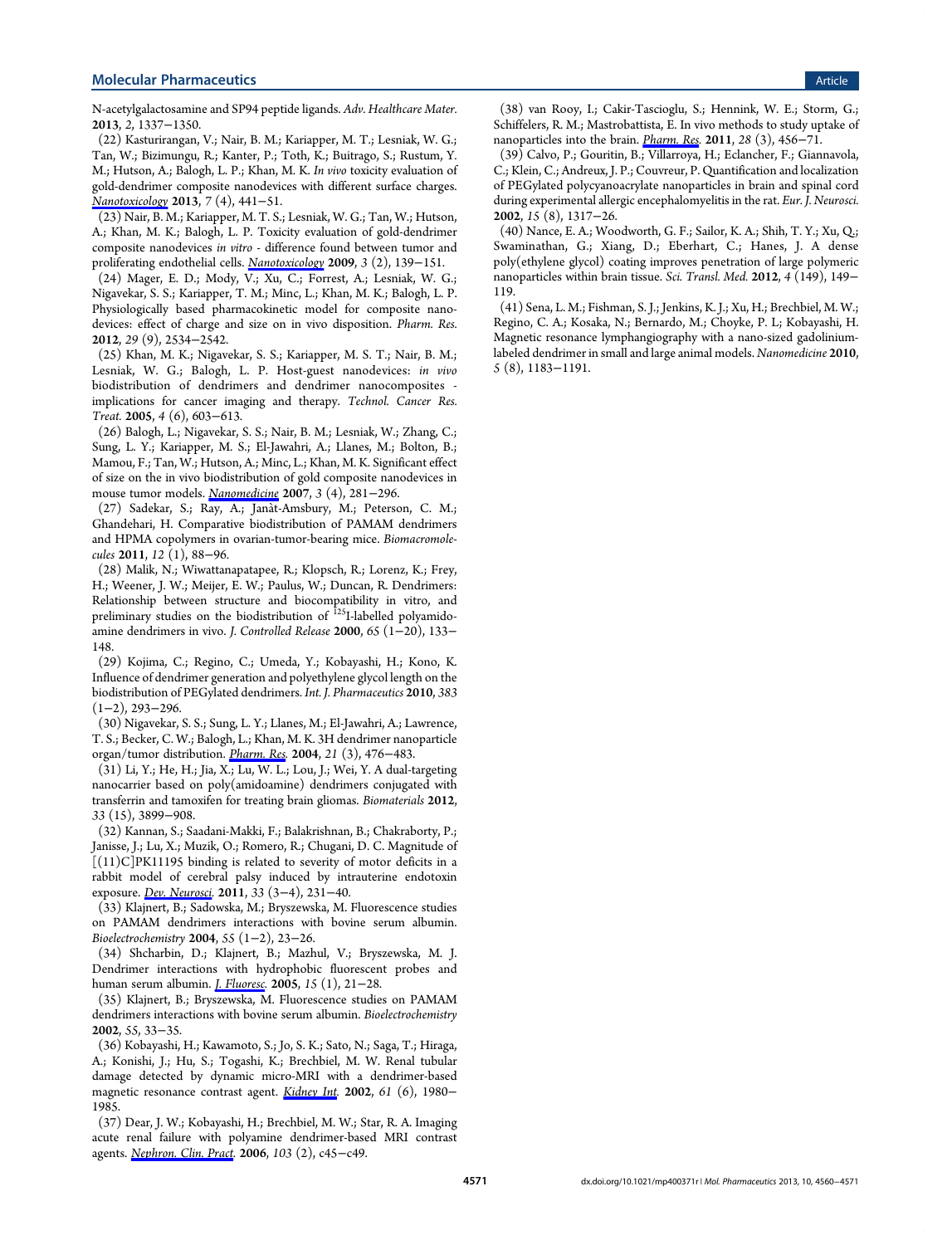N-acetylgalactosamine and SP94 peptide ligands. *Adv. Healthcare Mater.* **2013**, *2*, 1337−1350.

(22) Kasturirangan, V.; Nair, B. M.; Kariapper, M. T.; Lesniak, W. G.; Tan, W.; Bizimungu, R.; Kanter, P.; Toth, K.; Buitrago, S.; Rustum, Y. M.; Hutson, A.; Balogh, L. P.; Khan, M. K. *In vivo* toxicity evaluation of gold-dendrimer composite nanodevices with different surface charges. *Nanotoxicology* **2013**, *7* (4), 441−51.

(23) Nair, B. M.; Kariapper, M. T. S.; Lesniak, W. G.; Tan, W.; Hutson, A.; Khan, M. K.; Balogh, L. P. Toxicity evaluation of gold-dendrimer composite nanodevices *in vitro* - difference found between tumor and proliferating endothelial cells. *Nanotoxicology* **2009**, *3* (2), 139−151.

(24) Mager, E. D.; Mody, V.; Xu, C.; Forrest, A.; Lesniak, W. G.; Nigavekar, S. S.; Kariapper, T. M.; Minc, L.; Khan, M. K.; Balogh, L. P. Physiologically based pharmacokinetic model for composite nanodevices: effect of charge and size on in vivo disposition. *Pharm. Res.* **2012**, *29* (9), 2534−2542.

(25) Khan, M. K.; Nigavekar, S. S.; Kariapper, M. S. T.; Nair, B. M.; Lesniak, W. G.; Balogh, L. P. Host-guest nanodevices: *in vivo* biodistribution of dendrimers and dendrimer nanocomposites - implications for cancer imaging and therapy. *Technol. Cancer Res. Treat.* **2005**, *4* (6), 603−613.

(26) Balogh, L.; Nigavekar, S. S.; Nair, B. M.; Lesniak, W.; Zhang, C.; Sung, L. Y.; Kariapper, M. S.; El-Jawahri, A.; Llanes, M.; Bolton, B.; Mamou, F.; Tan, W.; Hutson, A.; Minc, L.; Khan, M. K. Significant effect of size on the in vivo biodistribution of gold composite nanodevices in mouse tumor models. *Nanomedicine* **2007**, *3* (4), 281−296.

(27) Sadekar, S.; Ray, A.; Janàt-Amsbury, M.; Peterson, C. M.; Ghandehari, H. Comparative biodistribution of PAMAM dendrimers and HPMA copolymers in ovarian-tumor-bearing mice. *Biomacromolecules* **2011**, *12* (1), 88−96.

(28) Malik, N.; Wiwattanapatapee, R.; Klopsch, R.; Lorenz, K.; Frey, H.; Weener, J. W.; Meijer, E. W.; Paulus, W.; Duncan, R. Dendrimers: Relationship between structure and biocompatibility in vitro, and preliminary studies on the biodistribution of $^{125}$I-labelled polyamidoamine dendrimers in vivo. *J. Controlled Release* **2000**, *65* (1−20), 133−148.

(29) Kojima, C.; Regino, C.; Umeda, Y.; Kobayashi, H.; Kono, K. Influence of dendrimer generation and polyethylene glycol length on the biodistribution of PEGylated dendrimers. *Int. J. Pharmaceutics* **2010**, *383* (1−2), 293−296.

(30) Nigavekar, S. S.; Sung, L. Y.; Llanes, M.; El-Jawahri, A.; Lawrence, T. S.; Becker, C. W.; Balogh, L.; Khan, M. K. 3H dendrimer nanoparticle organ/tumor distribution. *Pharm. Res.* **2004**, *21* (3), 476−483.

(31) Li, Y.; He, H.; Jia, X.; Lu, W. L.; Lou, J.; Wei, Y. A dual-targeting nanocarrier based on poly(amidoamine) dendrimers conjugated with transferrin and tamoxifen for treating brain gliomas. *Biomaterials* **2012**, *33* (15), 3899−908.

(32) Kannan, S.; Saadani-Makki, F.; Balakrishnan, B.; Chakraborty, P.; Janisse, J.; Lu, X.; Muzik, O.; Romero, R.; Chugani, D. C. Magnitude of [(11)C]PK11195 binding is related to severity of motor deficits in a rabbit model of cerebral palsy induced by intrauterine endotoxin exposure. *Dev. Neurosci.* **2011**, *33* (3−4), 231−40.

(33) Klajnert, B.; Sadowska, M.; Bryszewska, M. Fluorescence studies on PAMAM dendrimers interactions with bovine serum albumin. *Bioelectrochemistry* **2004**, *55* (1−2), 23−26.

(34) Shcharbin, D.; Klajnert, B.; Mazhul, V.; Bryszewska, M. J. Dendrimer interactions with hydrophobic fluorescent probes and human serum albumin. *J. Fluoresc.* **2005**, *15* (1), 21−28.

(35) Klajnert, B.; Bryszewska, M. Fluorescence studies on PAMAM dendrimers interactions with bovine serum albumin. *Bioelectrochemistry* **2002**, *55*, 33−35.

(36) Kobayashi, H.; Kawamoto, S.; Jo, S. K.; Sato, N.; Saga, T.; Hiraga, A.; Konishi, J.; Hu, S.; Togashi, K.; Brechbiel, M. W. Renal tubular damage detected by dynamic micro-MRI with a dendrimer-based magnetic resonance contrast agent. *Kidney Int.* **2002**, *61* (6), 1980−1985.

(37) Dear, J. W.; Kobayashi, H.; Brechbiel, M. W.; Star, R. A. Imaging acute renal failure with polyamine dendrimer-based MRI contrast agents. *Nephron. Clin. Pract.* **2006**, *103* (2), c45−c49.

(38) van Rooy, I.; Cakir-Tascioglu, S.; Hennink, W. E.; Storm, G.; Schiffelers, R. M.; Mastrobattista, E. In vivo methods to study uptake of nanoparticles into the brain. *Pharm. Res.* **2011**, *28* (3), 456−71.

(39) Calvo, P.; Gouritin, B.; Villarroya, H.; Eclancher, F.; Giannavola, C.; Klein, C.; Andreux, J. P.; Couvreur, P. Quantification and localization of PEGylated polycyanoacrylate nanoparticles in brain and spinal cord during experimental allergic encephalomyelitis in the rat. *Eur. J. Neurosci.* **2002**, *15* (8), 1317−26.

(40) Nance, E. A.; Woodworth, G. F.; Sailor, K. A.; Shih, T. Y.; Xu, Q.; Swaminathan, G.; Xiang, D.; Eberhart, C.; Hanes, J. A dense poly(ethylene glycol) coating improves penetration of large polymeric nanoparticles within brain tissue. *Sci. Transl. Med.* **2012**, *4* (149), 149−119.

(41) Sena, L. M.; Fishman, S. J.; Jenkins, K. J.; Xu, H.; Brechbiel, M. W.; Regino, C. A.; Kosaka, N.; Bernardo, M.; Choyke, P. L; Kobayashi, H. Magnetic resonance lymphangiography with a nano-sized gadolinium-labeled dendrimer in small and large animal models. *Nanomedicine* **2010**, *5* (8), 1183−1191.